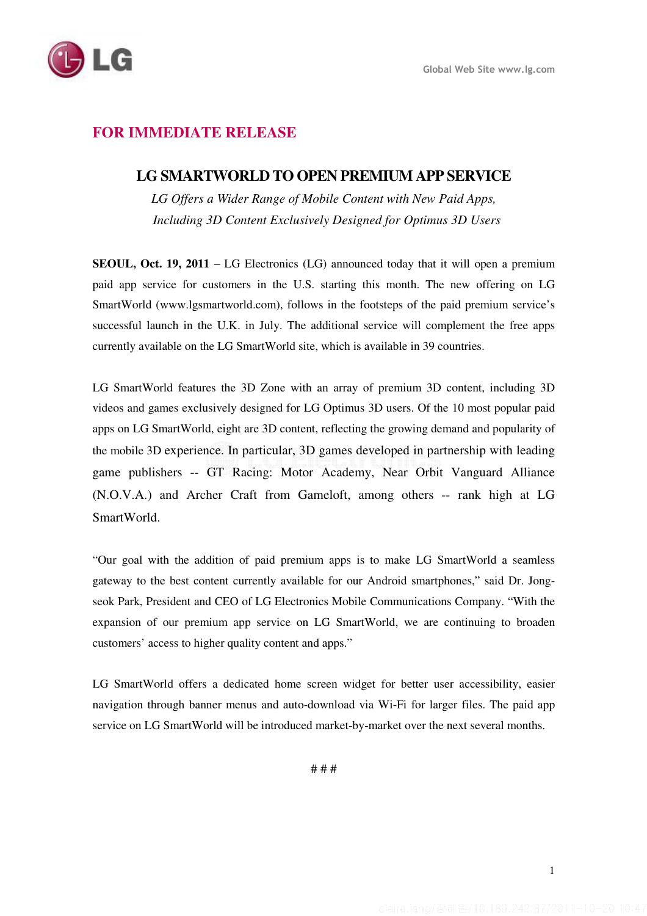Global Web Site www.lg.com

**FOR IMMEDIATE RELEASE**

# LG SMARTWORLD TO OPEN PREMIUM APP SERVICE

*LG Offers a Wider Range of Mobile Content with New Paid Apps, Including 3D Content Exclusively Designed for Optimus 3D Users*

**SEOUL, Oct. 19, 2011** – LG Electronics (LG) announced today that it will open a premium paid app service for customers in the U.S. starting this month. The new offering on LG SmartWorld (www.lgsmartworld.com), follows in the footsteps of the paid premium service's successful launch in the U.K. in July. The additional service will complement the free apps currently available on the LG SmartWorld site, which is available in 39 countries.

LG SmartWorld features the 3D Zone with an array of premium 3D content, including 3D videos and games exclusively designed for LG Optimus 3D users. Of the 10 most popular paid apps on LG SmartWorld, eight are 3D content, reflecting the growing demand and popularity of the mobile 3D experience. In particular, 3D games developed in partnership with leading game publishers -- GT Racing: Motor Academy, Near Orbit Vanguard Alliance (N.O.V.A.) and Archer Craft from Gameloft, among others -- rank high at LG SmartWorld.

"Our goal with the addition of paid premium apps is to make LG SmartWorld a seamless gateway to the best content currently available for our Android smartphones," said Dr. Jong-seok Park, President and CEO of LG Electronics Mobile Communications Company. "With the expansion of our premium app service on LG SmartWorld, we are continuing to broaden customers' access to higher quality content and apps."

LG SmartWorld offers a dedicated home screen widget for better user accessibility, easier navigation through banner menus and auto-download via Wi-Fi for larger files. The paid app service on LG SmartWorld will be introduced market-by-market over the next several months.

# # #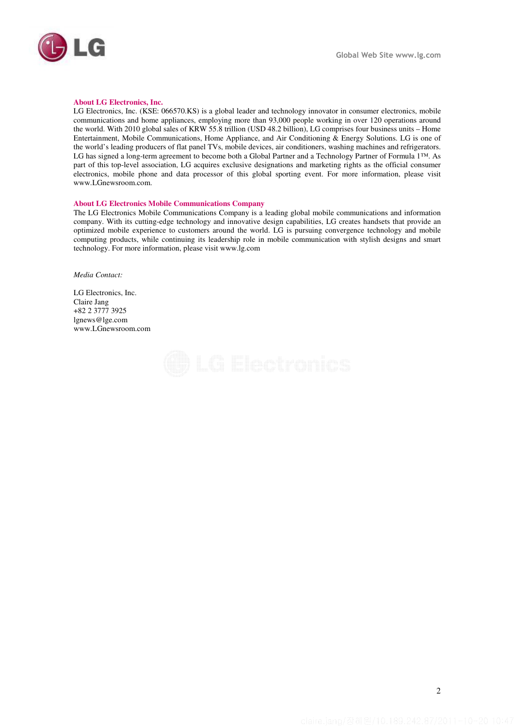**About LG Electronics, Inc.**

LG Electronics, Inc. (KSE: 066570.KS) is a global leader and technology innovator in consumer electronics, mobile communications and home appliances, employing more than 93,000 people working in over 120 operations around the world. With 2010 global sales of KRW 55.8 trillion (USD 48.2 billion), LG comprises four business units – Home Entertainment, Mobile Communications, Home Appliance, and Air Conditioning & Energy Solutions. LG is one of the world's leading producers of flat panel TVs, mobile devices, air conditioners, washing machines and refrigerators. LG has signed a long-term agreement to become both a Global Partner and a Technology Partner of Formula 1™. As part of this top-level association, LG acquires exclusive designations and marketing rights as the official consumer electronics, mobile phone and data processor of this global sporting event. For more information, please visit www.LGnewsroom.com.

**About LG Electronics Mobile Communications Company**

The LG Electronics Mobile Communications Company is a leading global mobile communications and information company. With its cutting-edge technology and innovative design capabilities, LG creates handsets that provide an optimized mobile experience to customers around the world. LG is pursuing convergence technology and mobile computing products, while continuing its leadership role in mobile communication with stylish designs and smart technology. For more information, please visit www.lg.com

*Media Contact:*

LG Electronics, Inc.
Claire Jang
+82 2 3777 3925
lgnews@lge.com
www.LGnewsroom.com